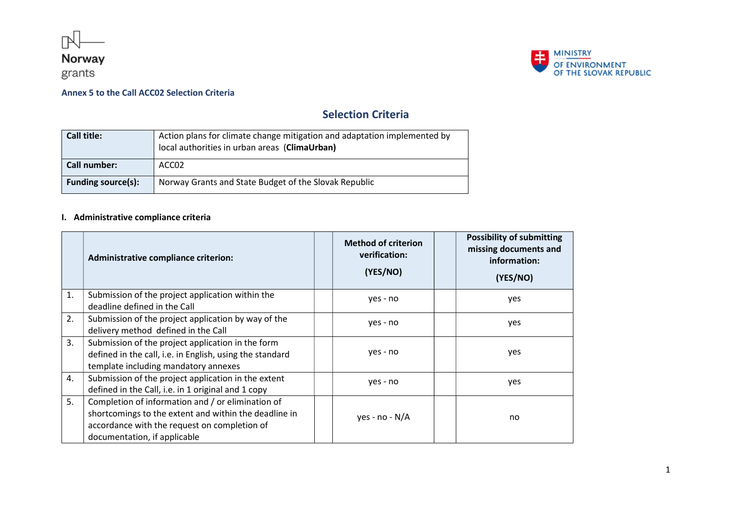Annex 5 to the Call ACC02 Selection Criteria

# Selection Criteria

| **Call title:** | Action plans for climate change mitigation and adaptation implemented by local authorities in urban areas (**ClimaUrban**) |
|---|---|
| **Call number:** | ACC02 |
| **Funding source(s):** | Norway Grants and State Budget of the Slovak Republic |

## I. Administrative compliance criteria

| | **Administrative compliance criterion:** | | **Method of criterion verification: (YES/NO)** | | **Possibility of submitting missing documents and information: (YES/NO)** |
|---|---|---|---|---|---|
| 1. | Submission of the project application within the deadline defined in the Call | | yes - no | | yes |
| 2. | Submission of the project application by way of the delivery method defined in the Call | | yes - no | | yes |
| 3. | Submission of the project application in the form defined in the call, i.e. in English, using the standard template including mandatory annexes | | yes - no | | yes |
| 4. | Submission of the project application in the extent defined in the Call, i.e. in 1 original and 1 copy | | yes - no | | yes |
| 5. | Completion of information and / or elimination of shortcomings to the extent and within the deadline in accordance with the request on completion of documentation, if applicable | | yes - no - N/A | | no |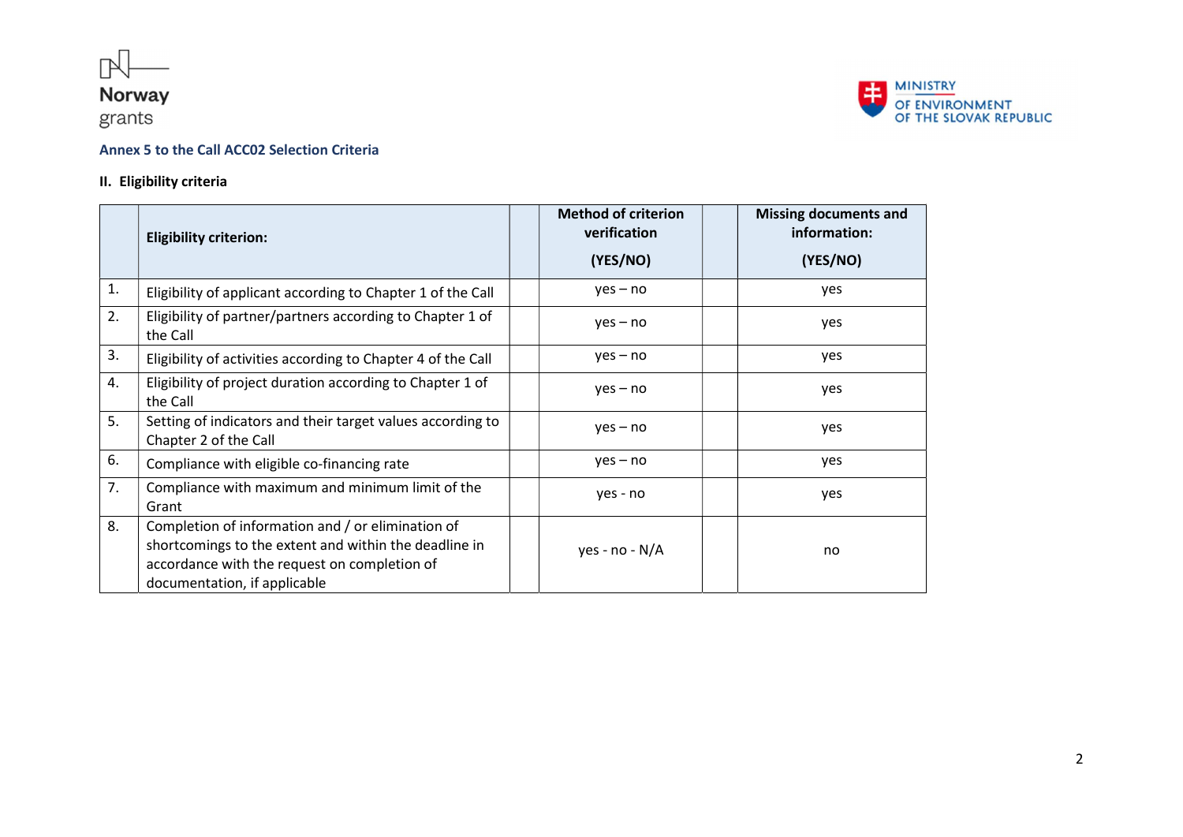**Annex 5 to the Call ACC02 Selection Criteria**

## II. Eligibility criteria

| | Eligibility criterion: | | Method of criterion verification<br><br>(YES/NO) | | Missing documents and information:<br><br>(YES/NO) |
|---|---|---|---|---|---|
| 1. | Eligibility of applicant according to Chapter 1 of the Call | | yes – no | | yes |
| 2. | Eligibility of partner/partners according to Chapter 1 of the Call | | yes – no | | yes |
| 3. | Eligibility of activities according to Chapter 4 of the Call | | yes – no | | yes |
| 4. | Eligibility of project duration according to Chapter 1 of the Call | | yes – no | | yes |
| 5. | Setting of indicators and their target values according to Chapter 2 of the Call | | yes – no | | yes |
| 6. | Compliance with eligible co-financing rate | | yes – no | | yes |
| 7. | Compliance with maximum and minimum limit of the Grant | | yes - no | | yes |
| 8. | Completion of information and / or elimination of shortcomings to the extent and within the deadline in accordance with the request on completion of documentation, if applicable | | yes - no - N/A | | no |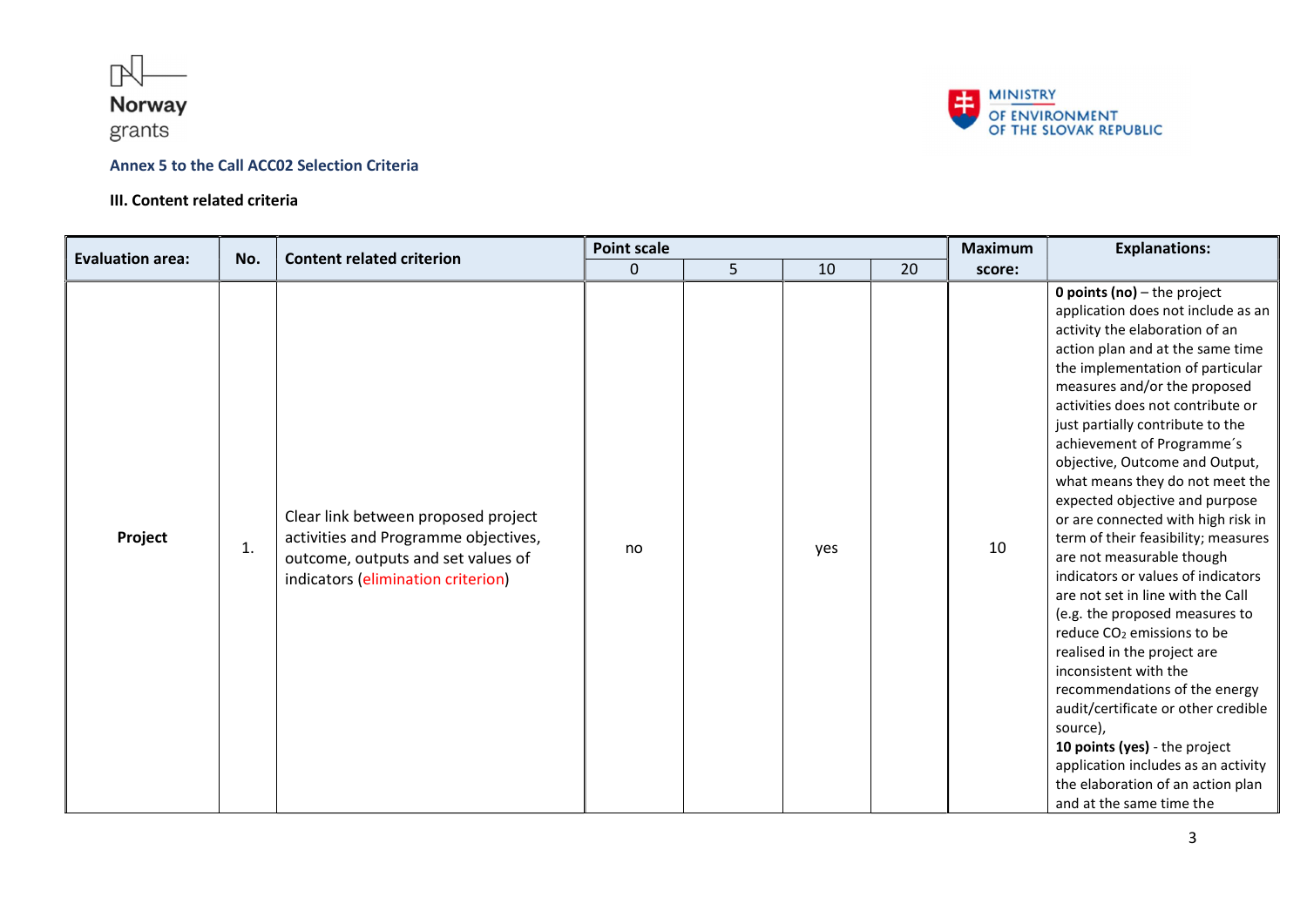**Annex 5 to the Call ACC02 Selection Criteria**

**III. Content related criteria**

| Evaluation area: | No. | Content related criterion | Point scale 0 | 5 | 10 | 20 | Maximum score: | Explanations: |
|---|---|---|---|---|---|---|---|---|
| **Project** | 1. | Clear link between proposed project activities and Programme objectives, outcome, outputs and set values of indicators (elimination criterion) | no | | yes | | 10 | **0 points (no)** – the project application does not include as an activity the elaboration of an action plan and at the same time the implementation of particular measures and/or the proposed activities does not contribute or just partially contribute to the achievement of Programme´s objective, Outcome and Output, what means they do not meet the expected objective and purpose or are connected with high risk in term of their feasibility; measures are not measurable though indicators or values of indicators are not set in line with the Call (e.g. the proposed measures to reduce $CO_2$ emissions to be realised in the project are inconsistent with the recommendations of the energy audit/certificate or other credible source), **10 points (yes)** - the project application includes as an activity the elaboration of an action plan and at the same time the |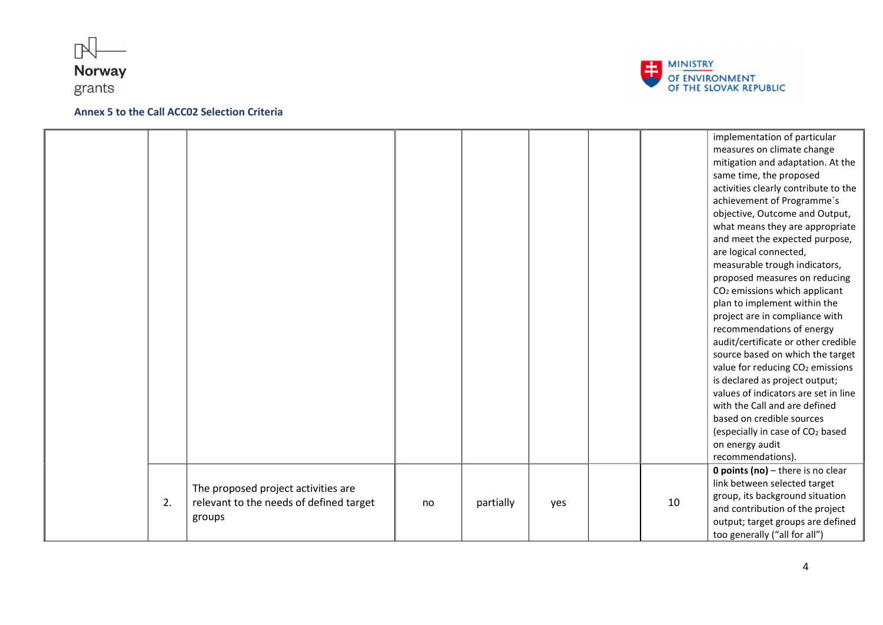Annex 5 to the Call ACC02 Selection Criteria

| | | | | | | | | |
|---|---|---|---|---|---|---|---|---|
| | | | | | | | | implementation of particular measures on climate change mitigation and adaptation. At the same time, the proposed activities clearly contribute to the achievement of Programme´s objective, Outcome and Output, what means they are appropriate and meet the expected purpose, are logical connected, measurable trough indicators, proposed measures on reducing $CO_2$ emissions which applicant plan to implement within the project are in compliance with recommendations of energy audit/certificate or other credible source based on which the target value for reducing $CO_2$ emissions is declared as project output; values of indicators are set in line with the Call and are defined based on credible sources (especially in case of $CO_2$ based on energy audit recommendations). |
| | 2. | The proposed project activities are relevant to the needs of defined target groups | no | partially | yes | | 10 | **0 points (no)** – there is no clear link between selected target group, its background situation and contribution of the project output; target groups are defined too generally ("all for all") |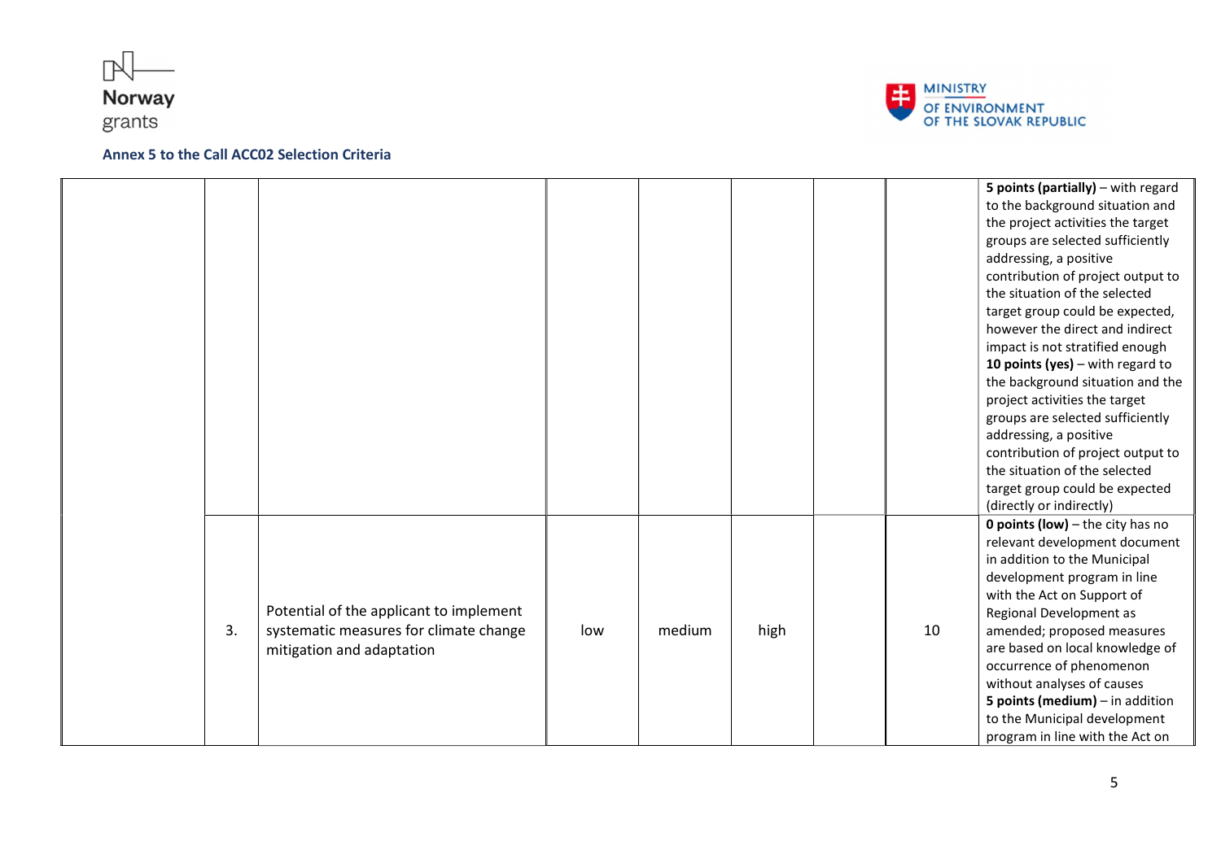Annex 5 to the Call ACC02 Selection Criteria

| | | | | | | | | |
|---|---|---|---|---|---|---|---|---|
| | | | | | | | | **5 points (partially)** – with regard to the background situation and the project activities the target groups are selected sufficiently addressing, a positive contribution of project output to the situation of the selected target group could be expected, however the direct and indirect impact is not stratified enough<br>**10 points (yes)** – with regard to the background situation and the project activities the target groups are selected sufficiently addressing, a positive contribution of project output to the situation of the selected target group could be expected (directly or indirectly) |
| | 3. | Potential of the applicant to implement systematic measures for climate change mitigation and adaptation | low | medium | high | | 10 | **0 points (low)** – the city has no relevant development document in addition to the Municipal development program in line with the Act on Support of Regional Development as amended; proposed measures are based on local knowledge of occurrence of phenomenon without analyses of causes<br>**5 points (medium)** – in addition to the Municipal development program in line with the Act on |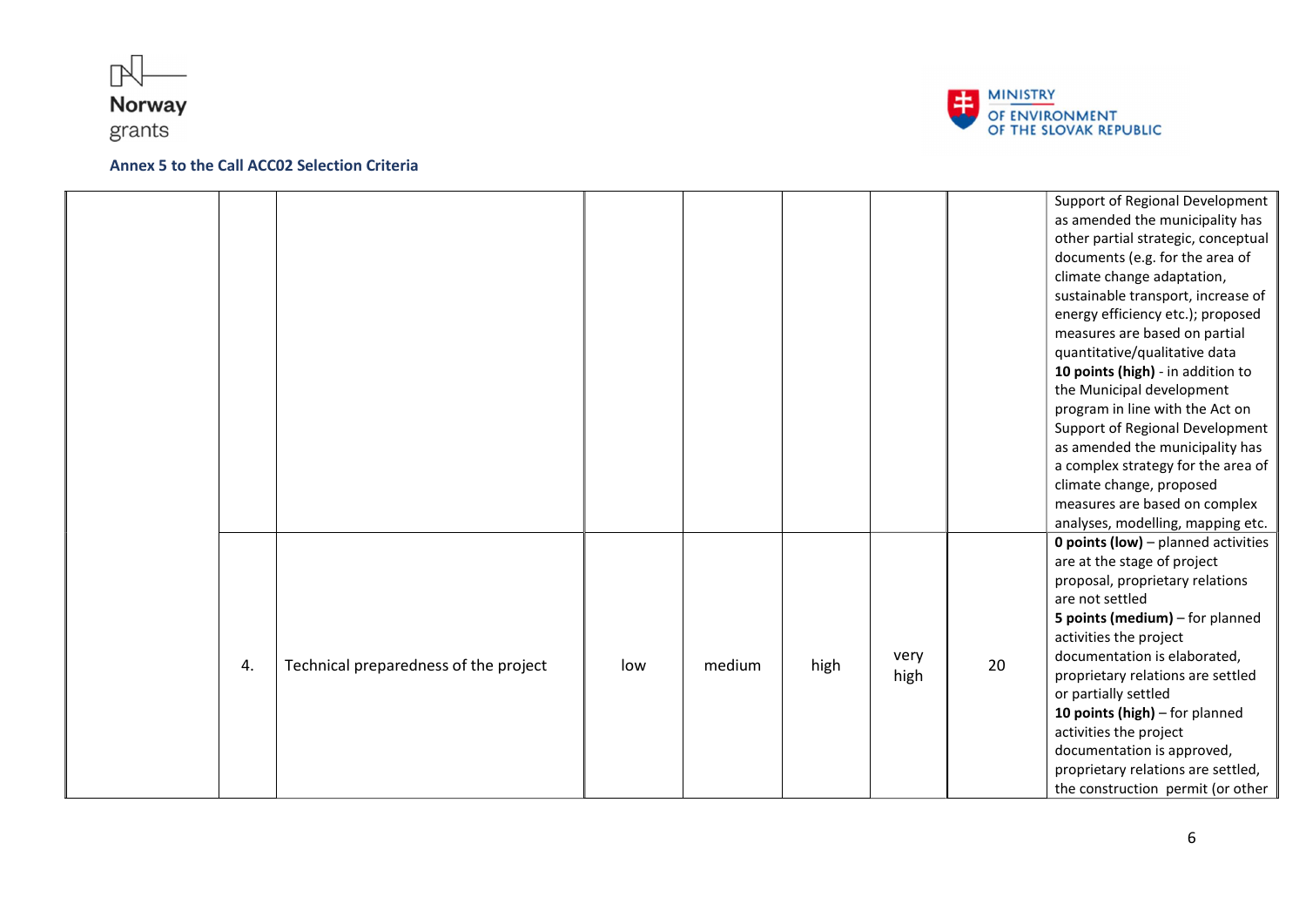**Annex 5 to the Call ACC02 Selection Criteria**

| | | | | | | | | |
|---|---|---|---|---|---|---|---|---|
| | | | | | | | | Support of Regional Development as amended the municipality has other partial strategic, conceptual documents (e.g. for the area of climate change adaptation, sustainable transport, increase of energy efficiency etc.); proposed measures are based on partial quantitative/qualitative data<br>**10 points (high)** - in addition to the Municipal development program in line with the Act on Support of Regional Development as amended the municipality has a complex strategy for the area of climate change, proposed measures are based on complex analyses, modelling, mapping etc. |
| | 4. | Technical preparedness of the project | low | medium | high | very high | 20 | **0 points (low)** – planned activities are at the stage of project proposal, proprietary relations are not settled<br>**5 points (medium)** – for planned activities the project documentation is elaborated, proprietary relations are settled or partially settled<br>**10 points (high)** – for planned activities the project documentation is approved, proprietary relations are settled, the construction permit (or other |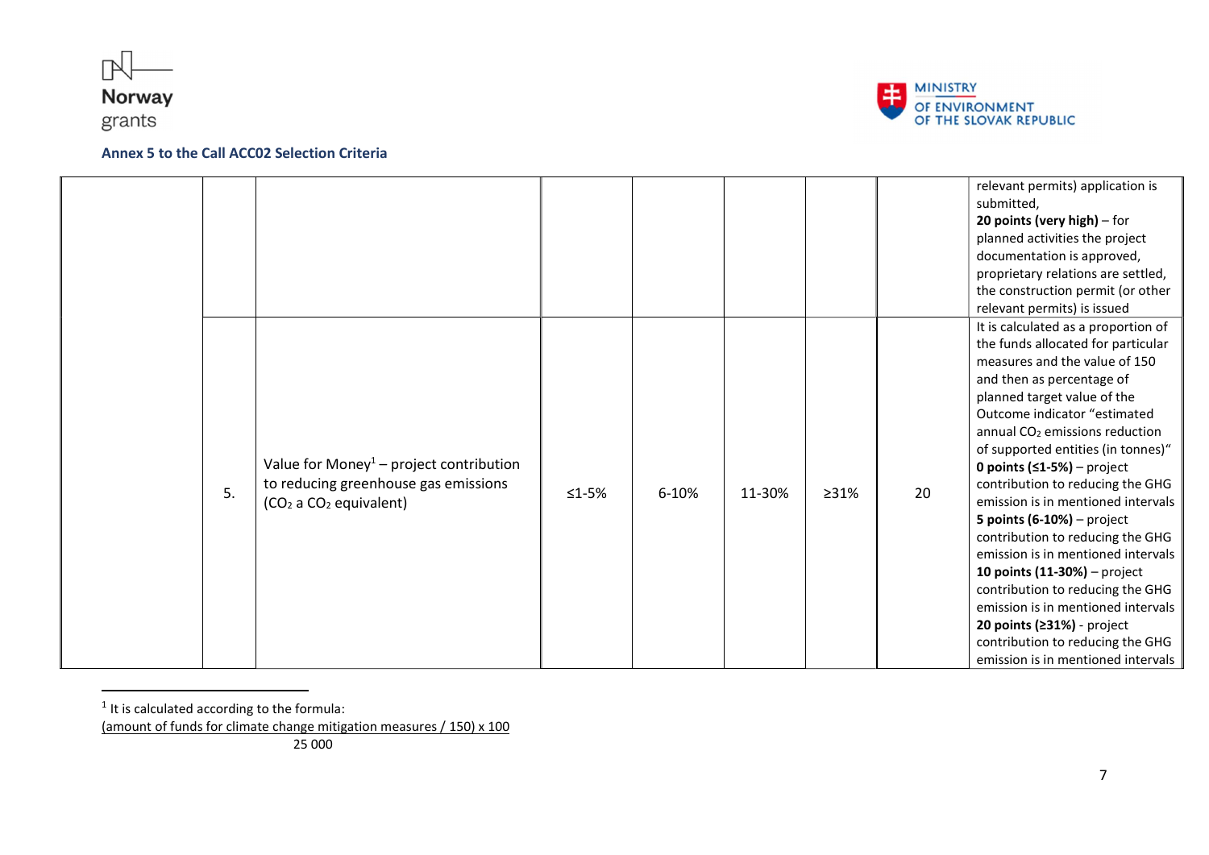**Annex 5 to the Call ACC02 Selection Criteria**

| | | | | | | | | |
|---|---|---|---|---|---|---|---|---|
| | | | | | | | | relevant permits) application is submitted,<br>**20 points (very high)** – for planned activities the project documentation is approved, proprietary relations are settled, the construction permit (or other relevant permits) is issued |
| | 5. | Value for Money[1] – project contribution to reducing greenhouse gas emissions ($CO_2$ a $CO_2$ equivalent) | ≤1-5% | 6-10% | 11-30% | ≥31% | 20 | It is calculated as a proportion of the funds allocated for particular measures and the value of 150 and then as percentage of planned target value of the Outcome indicator "estimated annual $CO_2$ emissions reduction of supported entities (in tonnes)"<br>**0 points (≤1-5%)** – project contribution to reducing the GHG emission is in mentioned intervals<br>**5 points (6-10%)** – project contribution to reducing the GHG emission is in mentioned intervals<br>**10 points (11-30%)** – project contribution to reducing the GHG emission is in mentioned intervals<br>**20 points (≥31%)** - project contribution to reducing the GHG emission is in mentioned intervals |

[1] It is calculated according to the formula:

$$\frac{(\text{amount of funds for climate change mitigation measures} / 150) \times 100}{25\,000}$$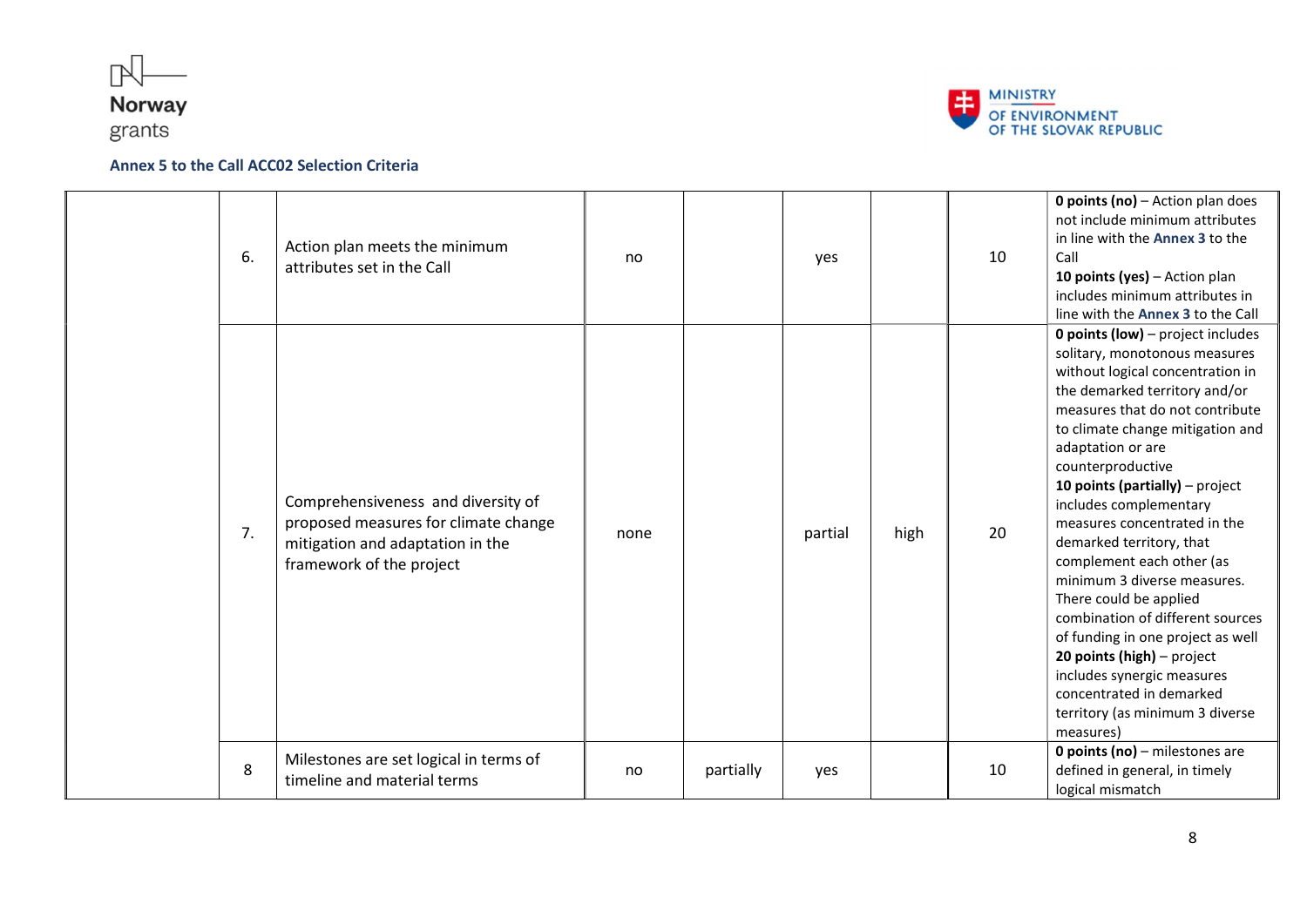**Annex 5 to the Call ACC02 Selection Criteria**

| | | | | | | | | |
|---|---|---|---|---|---|---|---|---|
| | 6. | Action plan meets the minimum attributes set in the Call | no | | yes | | 10 | **0 points (no)** – Action plan does not include minimum attributes in line with the **Annex 3** to the Call<br>**10 points (yes)** – Action plan includes minimum attributes in line with the **Annex 3** to the Call |
| | 7. | Comprehensiveness and diversity of proposed measures for climate change mitigation and adaptation in the framework of the project | none | | partial | high | 20 | **0 points (low)** – project includes solitary, monotonous measures without logical concentration in the demarked territory and/or measures that do not contribute to climate change mitigation and adaptation or are counterproductive<br>**10 points (partially)** – project includes complementary measures concentrated in the demarked territory, that complement each other (as minimum 3 diverse measures. There could be applied combination of different sources of funding in one project as well<br>**20 points (high)** – project includes synergic measures concentrated in demarked territory (as minimum 3 diverse measures) |
| | 8 | Milestones are set logical in terms of timeline and material terms | no | partially | yes | | 10 | **0 points (no)** – milestones are defined in general, in timely logical mismatch |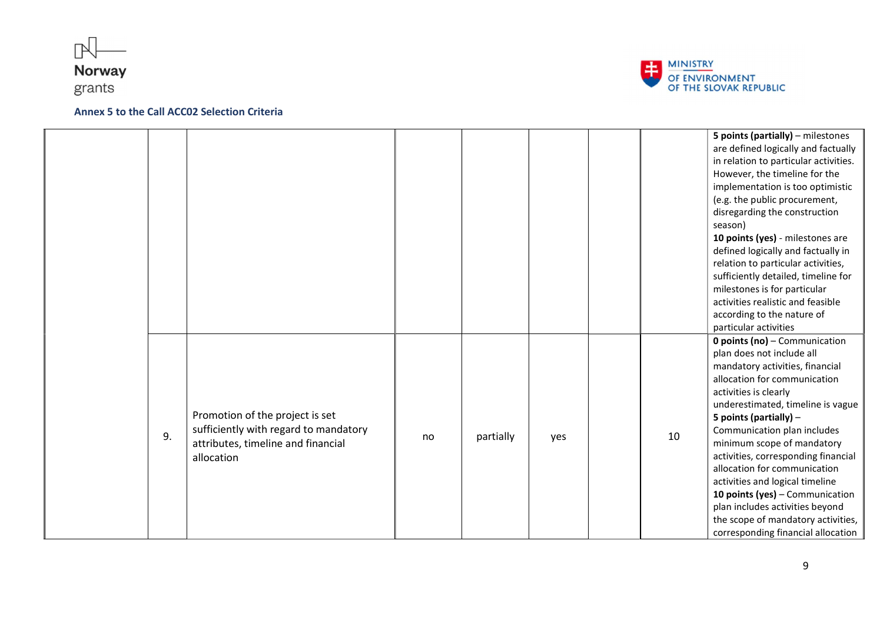**Annex 5 to the Call ACC02 Selection Criteria**

| | | | | | | | | |
|---|---|---|---|---|---|---|---|---|
| | | | | | | | | **5 points (partially)** – milestones are defined logically and factually in relation to particular activities. However, the timeline for the implementation is too optimistic (e.g. the public procurement, disregarding the construction season) **10 points (yes)** - milestones are defined logically and factually in relation to particular activities, sufficiently detailed, timeline for milestones is for particular activities realistic and feasible according to the nature of particular activities |
| | 9. | Promotion of the project is set sufficiently with regard to mandatory attributes, timeline and financial allocation | no | partially | yes | | 10 | **0 points (no)** – Communication plan does not include all mandatory activities, financial allocation for communication activities is clearly underestimated, timeline is vague **5 points (partially)** – Communication plan includes minimum scope of mandatory activities, corresponding financial allocation for communication activities and logical timeline **10 points (yes)** – Communication plan includes activities beyond the scope of mandatory activities, corresponding financial allocation |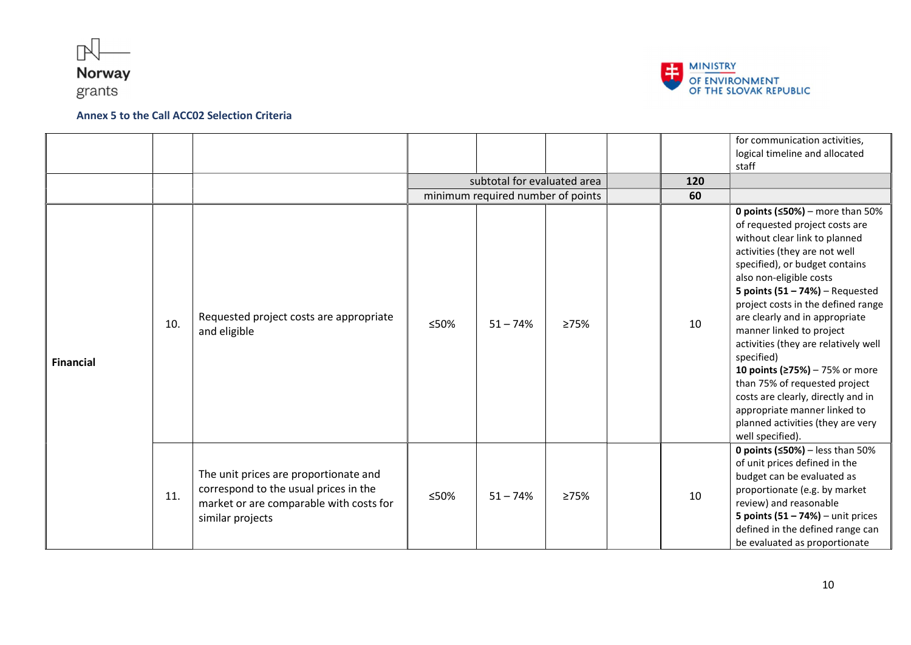Annex 5 to the Call ACC02 Selection Criteria

| | | | | | | | | |
|---|---|---|---|---|---|---|---|---|
| | | | | | | | | for communication activities, logical timeline and allocated staff |
| | | | subtotal for evaluated area | | | | **120** | |
| | | | minimum required number of points | | | | **60** | |
| **Financial** | 10. | Requested project costs are appropriate and eligible | ≤50% | 51 – 74% | ≥75% | | 10 | **0 points (≤50%)** – more than 50% of requested project costs are without clear link to planned activities (they are not well specified), or budget contains also non-eligible costs **5 points (51 – 74%)** – Requested project costs in the defined range are clearly and in appropriate manner linked to project activities (they are relatively well specified) **10 points (≥75%)** – 75% or more than 75% of requested project costs are clearly, directly and in appropriate manner linked to planned activities (they are very well specified). |
| | 11. | The unit prices are proportionate and correspond to the usual prices in the market or are comparable with costs for similar projects | ≤50% | 51 – 74% | ≥75% | | 10 | **0 points (≤50%)** – less than 50% of unit prices defined in the budget can be evaluated as proportionate (e.g. by market review) and reasonable **5 points (51 – 74%)** – unit prices defined in the defined range can be evaluated as proportionate |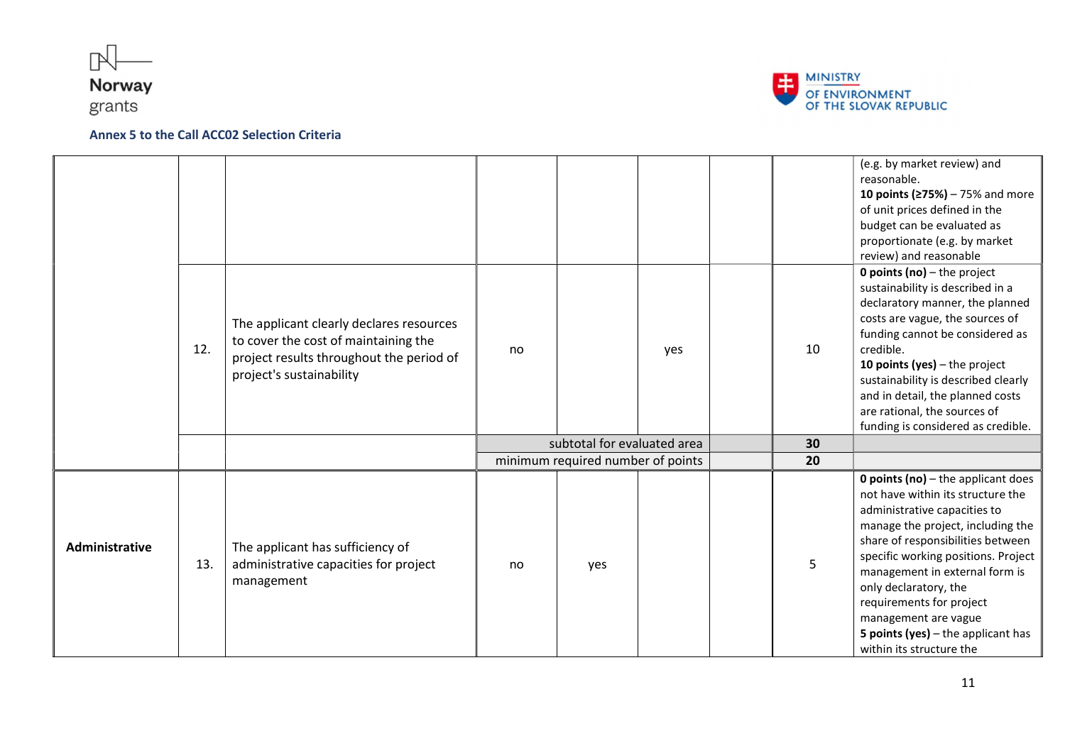Annex 5 to the Call ACC02 Selection Criteria

| | | | | | | | | |
|---|---|---|---|---|---|---|---|---|
| | | | | | | | | (e.g. by market review) and reasonable. **10 points (≥75%)** – 75% and more of unit prices defined in the budget can be evaluated as proportionate (e.g. by market review) and reasonable |
| | 12. | The applicant clearly declares resources to cover the cost of maintaining the project results throughout the period of project's sustainability | no | | yes | | 10 | **0 points (no)** – the project sustainability is described in a declaratory manner, the planned costs are vague, the sources of funding cannot be considered as credible. **10 points (yes)** – the project sustainability is described clearly and in detail, the planned costs are rational, the sources of funding is considered as credible. |
| | | | subtotal for evaluated area | | | | 30 | |
| | | | minimum required number of points | | | | 20 | |
| **Administrative** | 13. | The applicant has sufficiency of administrative capacities for project management | no | yes | | | 5 | **0 points (no)** – the applicant does not have within its structure the administrative capacities to manage the project, including the share of responsibilities between specific working positions. Project management in external form is only declaratory, the requirements for project management are vague **5 points (yes)** – the applicant has within its structure the |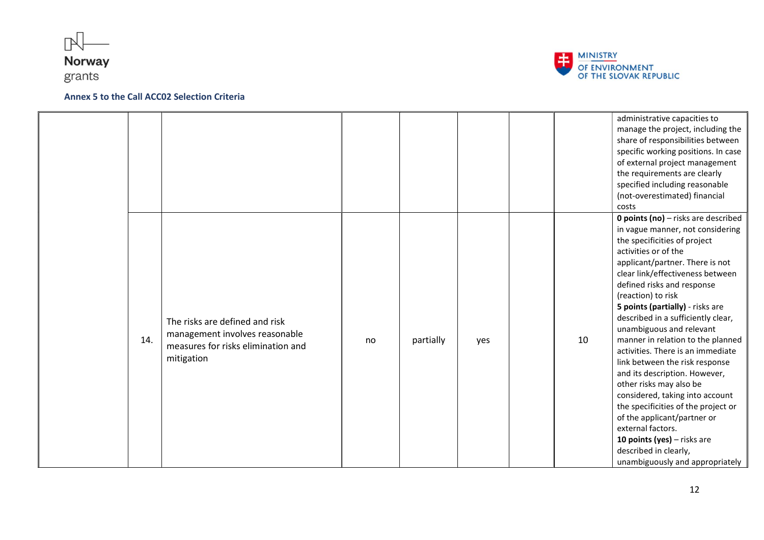**Annex 5 to the Call ACC02 Selection Criteria**

| | | | | | | | | |
|---|---|---|---|---|---|---|---|---|
| | | | | | | | | administrative capacities to manage the project, including the share of responsibilities between specific working positions. In case of external project management the requirements are clearly specified including reasonable (not-overestimated) financial costs |
| | 14. | The risks are defined and risk management involves reasonable measures for risks elimination and mitigation | no | partially | yes | | 10 | **0 points (no)** – risks are described in vague manner, not considering the specificities of project activities or of the applicant/partner. There is not clear link/effectiveness between defined risks and response (reaction) to risk<br>**5 points (partially)** - risks are described in a sufficiently clear, unambiguous and relevant manner in relation to the planned activities. There is an immediate link between the risk response and its description. However, other risks may also be considered, taking into account the specificities of the project or of the applicant/partner or external factors.<br>**10 points (yes)** – risks are described in clearly, unambiguously and appropriately |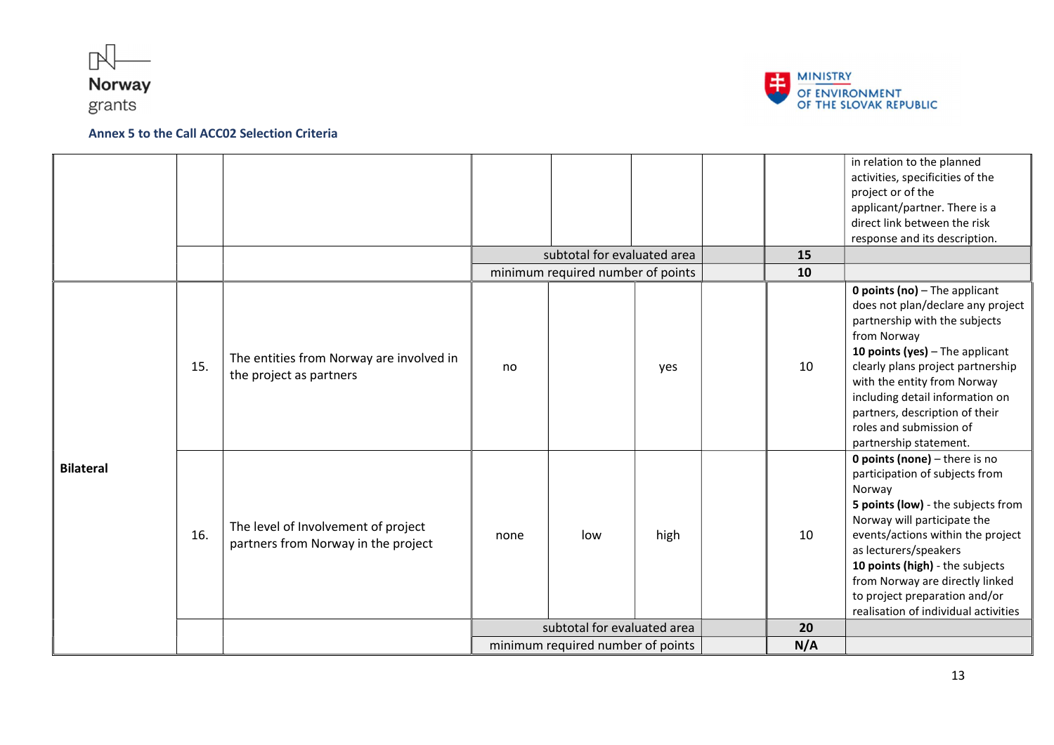**Annex 5 to the Call ACC02 Selection Criteria**

| | | | | | | | | |
|---|---|---|---|---|---|---|---|---|
| | | | | | | | | in relation to the planned activities, specificities of the project or of the applicant/partner. There is a direct link between the risk response and its description. |
| | | | subtotal for evaluated area | | | | 15 | |
| | | | minimum required number of points | | | | 10 | |
| **Bilateral** | 15. | The entities from Norway are involved in the project as partners | no | | yes | | 10 | **0 points (no)** – The applicant does not plan/declare any project partnership with the subjects from Norway<br>**10 points (yes)** – The applicant clearly plans project partnership with the entity from Norway including detail information on partners, description of their roles and submission of partnership statement. |
| | 16. | The level of Involvement of project partners from Norway in the project | none | low | high | | 10 | **0 points (none)** – there is no participation of subjects from Norway<br>**5 points (low)** - the subjects from Norway will participate the events/actions within the project as lecturers/speakers<br>**10 points (high)** - the subjects from Norway are directly linked to project preparation and/or realisation of individual activities |
| | | | subtotal for evaluated area | | | | 20 | |
| | | | minimum required number of points | | | | N/A | |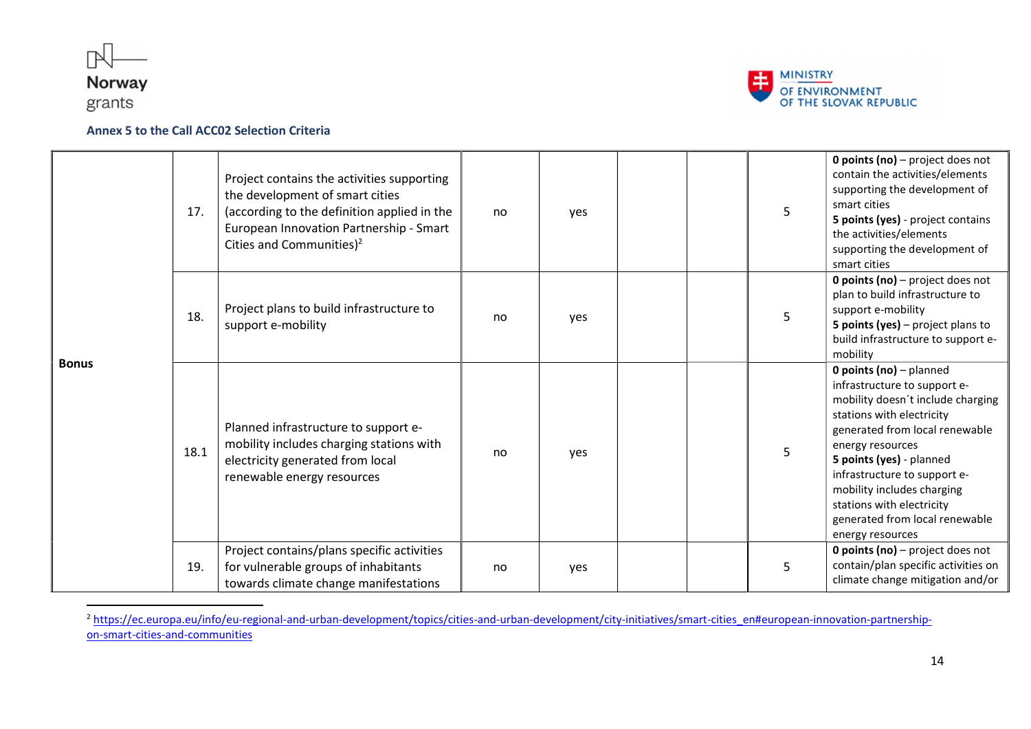**Annex 5 to the Call ACC02 Selection Criteria**

| | | | | | | | | |
|---|---|---|---|---|---|---|---|---|
| Bonus | 17. | Project contains the activities supporting the development of smart cities (according to the definition applied in the European Innovation Partnership - Smart Cities and Communities)[2] | no | yes | | | 5 | **0 points (no)** – project does not contain the activities/elements supporting the development of smart cities **5 points (yes)** - project contains the activities/elements supporting the development of smart cities |
| | 18. | Project plans to build infrastructure to support e-mobility | no | yes | | | 5 | **0 points (no)** – project does not plan to build infrastructure to support e-mobility **5 points (yes)** – project plans to build infrastructure to support e-mobility |
| | 18.1 | Planned infrastructure to support e-mobility includes charging stations with electricity generated from local renewable energy resources | no | yes | | | 5 | **0 points (no)** – planned infrastructure to support e-mobility doesn´t include charging stations with electricity generated from local renewable energy resources **5 points (yes)** - planned infrastructure to support e-mobility includes charging stations with electricity generated from local renewable energy resources |
| | 19. | Project contains/plans specific activities for vulnerable groups of inhabitants towards climate change manifestations | no | yes | | | 5 | **0 points (no)** – project does not contain/plan specific activities on climate change mitigation and/or |

[2] https://ec.europa.eu/info/eu-regional-and-urban-development/topics/cities-and-urban-development/city-initiatives/smart-cities_en#european-innovation-partnership-on-smart-cities-and-communities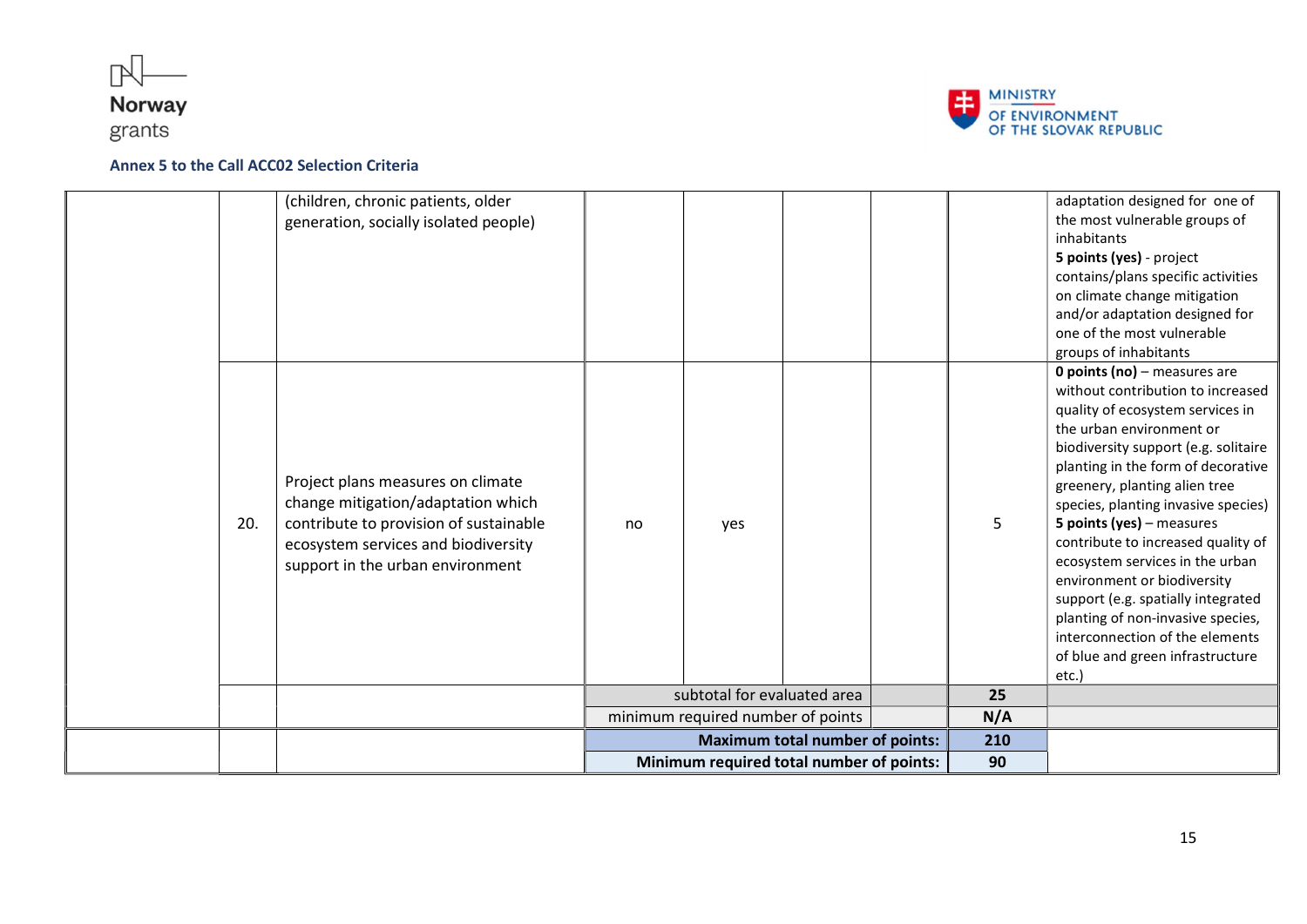**Annex 5 to the Call ACC02 Selection Criteria**

| | | | | | | | | |
|---|---|---|---|---|---|---|---|---|
| | | (children, chronic patients, older generation, socially isolated people) | | | | | | adaptation designed for one of the most vulnerable groups of inhabitants<br>**5 points (yes)** - project contains/plans specific activities on climate change mitigation and/or adaptation designed for one of the most vulnerable groups of inhabitants |
| | 20. | Project plans measures on climate change mitigation/adaptation which contribute to provision of sustainable ecosystem services and biodiversity support in the urban environment | no | yes | | | 5 | **0 points (no)** – measures are without contribution to increased quality of ecosystem services in the urban environment or biodiversity support (e.g. solitaire planting in the form of decorative greenery, planting alien tree species, planting invasive species)<br>**5 points (yes)** – measures contribute to increased quality of ecosystem services in the urban environment or biodiversity support (e.g. spatially integrated planting of non-invasive species, interconnection of the elements of blue and green infrastructure etc.) |
| | | | subtotal for evaluated area | | | | **25** | |
| | | | minimum required number of points | | | | **N/A** | |
| | | | **Maximum total number of points:** | | | | **210** | |
| | | | **Minimum required total number of points:** | | | | **90** | |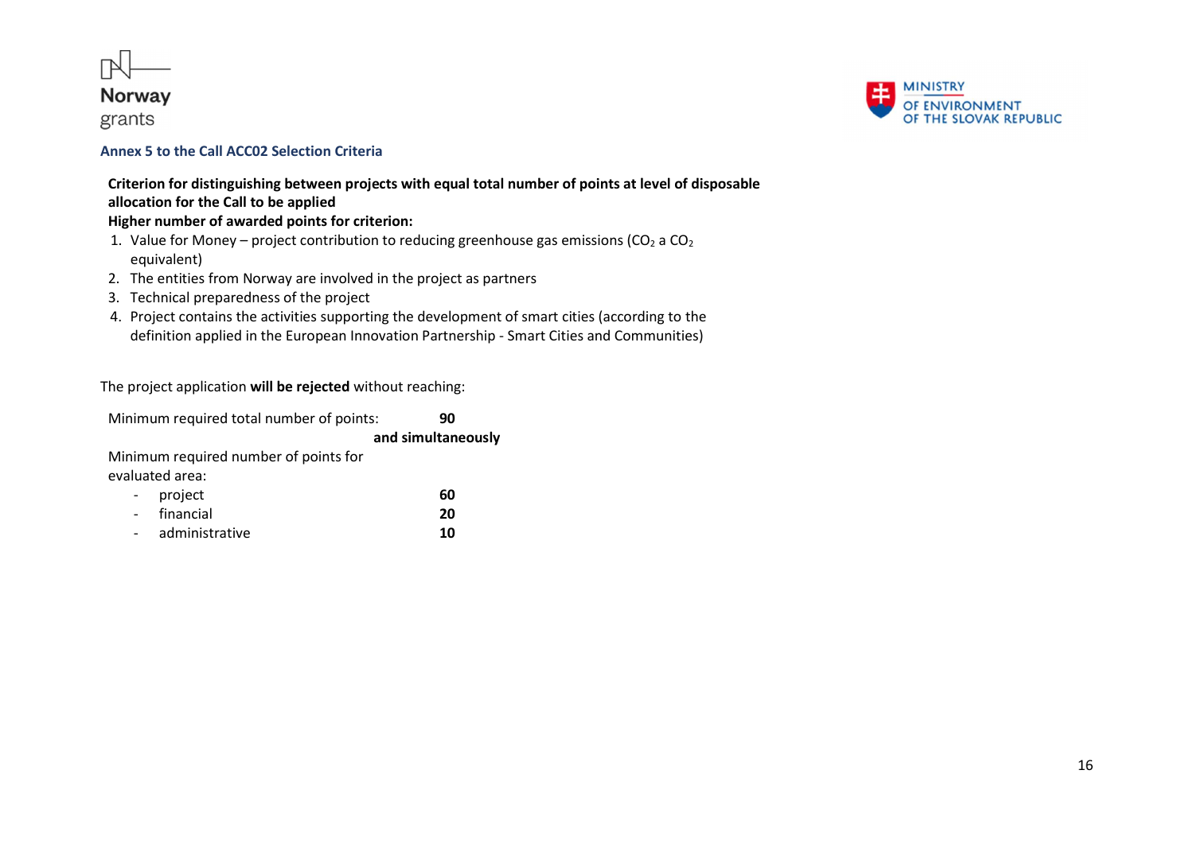### Annex 5 to the Call ACC02 Selection Criteria

**Criterion for distinguishing between projects with equal total number of points at level of disposable allocation for the Call to be applied**
**Higher number of awarded points for criterion:**

1. Value for Money – project contribution to reducing greenhouse gas emissions ($CO_2$ a $CO_2$ equivalent)
2. The entities from Norway are involved in the project as partners
3. Technical preparedness of the project
4. Project contains the activities supporting the development of smart cities (according to the definition applied in the European Innovation Partnership - Smart Cities and Communities)

The project application **will be rejected** without reaching:

| | |
|---|---|
| Minimum required total number of points: | **90** |
| | **and simultaneously** |
| Minimum required number of points for evaluated area: | |
| - project | **60** |
| - financial | **20** |
| - administrative | **10** |